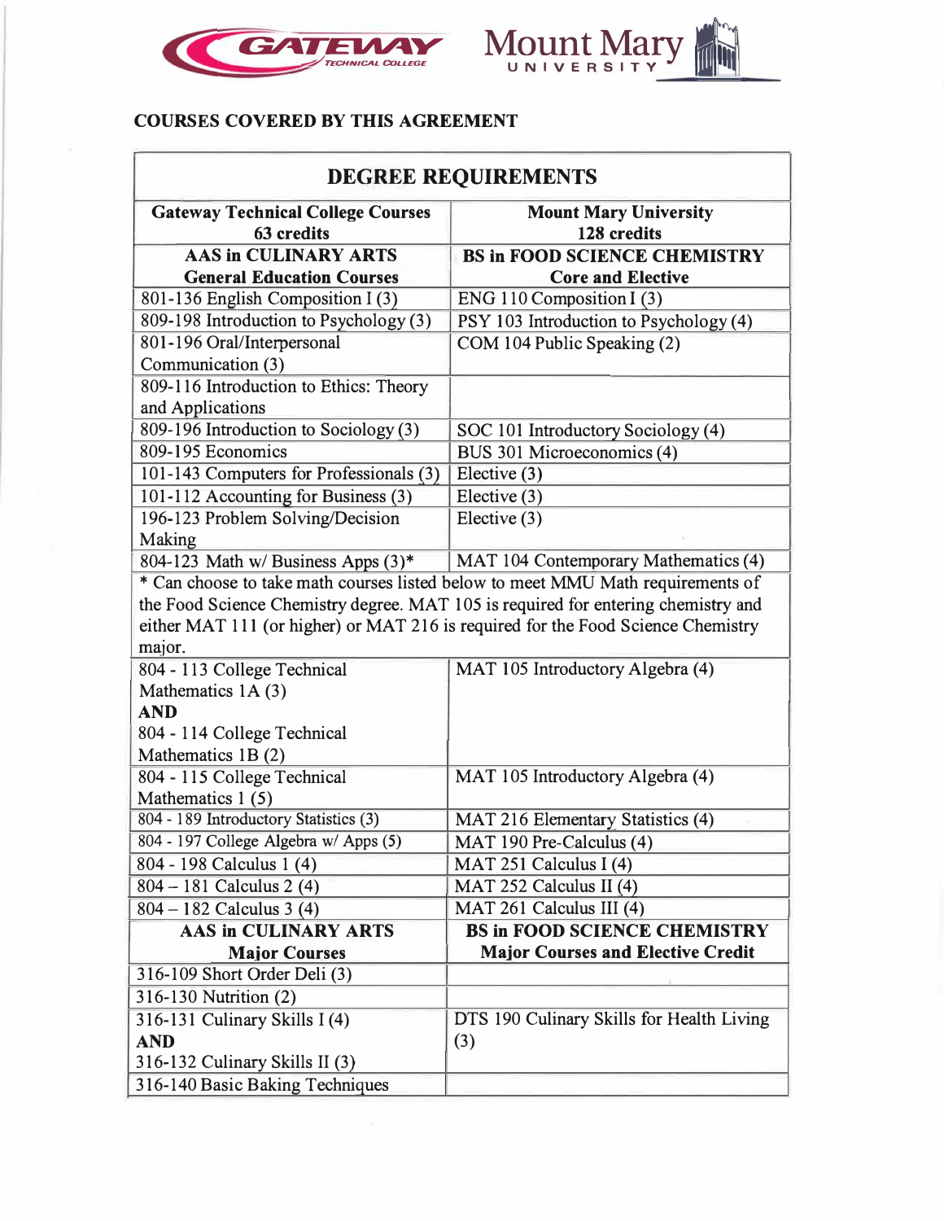## COURSES COVERED BY THIS AGREEMENT

| DEGREE REQUIREMENTS | |
|---|---|
| **Gateway Technical College Courses 63 credits** | **Mount Mary University 128 credits** |
| **AAS in CULINARY ARTS General Education Courses** | **BS in FOOD SCIENCE CHEMISTRY Core and Elective** |
| 801-136 English Composition I (3) | ENG 110 Composition I (3) |
| 809-198 Introduction to Psychology (3) | PSY 103 Introduction to Psychology (4) |
| 801-196 Oral/Interpersonal Communication (3) | COM 104 Public Speaking (2) |
| 809-116 Introduction to Ethics: Theory and Applications | |
| 809-196 Introduction to Sociology (3) | SOC 101 Introductory Sociology (4) |
| 809-195 Economics | BUS 301 Microeconomics (4) |
| 101-143 Computers for Professionals (3) | Elective (3) |
| 101-112 Accounting for Business (3) | Elective (3) |
| 196-123 Problem Solving/Decision Making | Elective (3) |
| 804-123 Math w/ Business Apps (3)* | MAT 104 Contemporary Mathematics (4) |
| * Can choose to take math courses listed below to meet MMU Math requirements of the Food Science Chemistry degree. MAT 105 is required for entering chemistry and either MAT 111 (or higher) or MAT 216 is required for the Food Science Chemistry major. | |
| 804 - 113 College Technical Mathematics 1A (3) **AND** 804 - 114 College Technical Mathematics 1B (2) | MAT 105 Introductory Algebra (4) |
| 804 - 115 College Technical Mathematics 1 (5) | MAT 105 Introductory Algebra (4) |
| 804 - 189 Introductory Statistics (3) | MAT 216 Elementary Statistics (4) |
| 804 - 197 College Algebra w/ Apps (5) | MAT 190 Pre-Calculus (4) |
| 804 - 198 Calculus 1 (4) | MAT 251 Calculus I (4) |
| 804 – 181 Calculus 2 (4) | MAT 252 Calculus II (4) |
| 804 – 182 Calculus 3 (4) | MAT 261 Calculus III (4) |
| **AAS in CULINARY ARTS Major Courses** | **BS in FOOD SCIENCE CHEMISTRY Major Courses and Elective Credit** |
| 316-109 Short Order Deli (3) | |
| 316-130 Nutrition (2) | |
| 316-131 Culinary Skills I (4) **AND** 316-132 Culinary Skills II (3) | DTS 190 Culinary Skills for Health Living (3) |
| 316-140 Basic Baking Techniques | |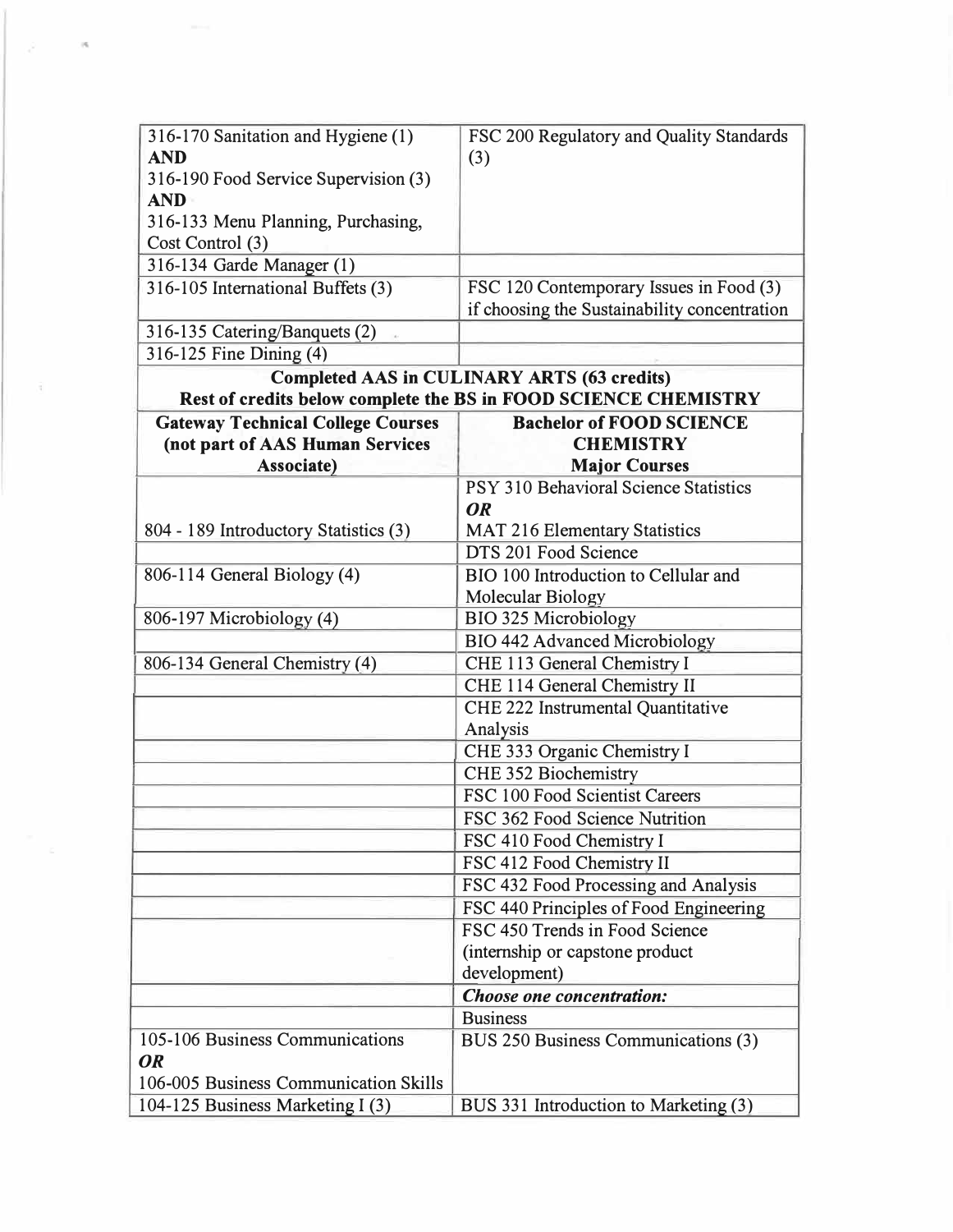| | |
|---|---|
| 316-170 Sanitation and Hygiene (1)<br>**AND**<br>316-190 Food Service Supervision (3)<br>**AND**<br>316-133 Menu Planning, Purchasing, Cost Control (3) | FSC 200 Regulatory and Quality Standards (3) |
| 316-134 Garde Manager (1) | |
| 316-105 International Buffets (3) | FSC 120 Contemporary Issues in Food (3) if choosing the Sustainability concentration |
| 316-135 Catering/Banquets (2) | |
| 316-125 Fine Dining (4) | |
| **Completed AAS in CULINARY ARTS (63 credits)**<br>**Rest of credits below complete the BS in FOOD SCIENCE CHEMISTRY** | |
| **Gateway Technical College Courses (not part of AAS Human Services Associate)** | **Bachelor of FOOD SCIENCE CHEMISTRY Major Courses** |
| 804 - 189 Introductory Statistics (3) | PSY 310 Behavioral Science Statistics<br>***OR***<br>MAT 216 Elementary Statistics |
| | DTS 201 Food Science |
| 806-114 General Biology (4) | BIO 100 Introduction to Cellular and Molecular Biology |
| 806-197 Microbiology (4) | BIO 325 Microbiology |
| | BIO 442 Advanced Microbiology |
| 806-134 General Chemistry (4) | CHE 113 General Chemistry I |
| | CHE 114 General Chemistry II |
| | CHE 222 Instrumental Quantitative Analysis |
| | CHE 333 Organic Chemistry I |
| | CHE 352 Biochemistry |
| | FSC 100 Food Scientist Careers |
| | FSC 362 Food Science Nutrition |
| | FSC 410 Food Chemistry I |
| | FSC 412 Food Chemistry II |
| | FSC 432 Food Processing and Analysis |
| | FSC 440 Principles of Food Engineering |
| | FSC 450 Trends in Food Science (internship or capstone product development) |
| | ***Choose one concentration:*** |
| | Business |
| 105-106 Business Communications<br>***OR***<br>106-005 Business Communication Skills | BUS 250 Business Communications (3) |
| 104-125 Business Marketing I (3) | BUS 331 Introduction to Marketing (3) |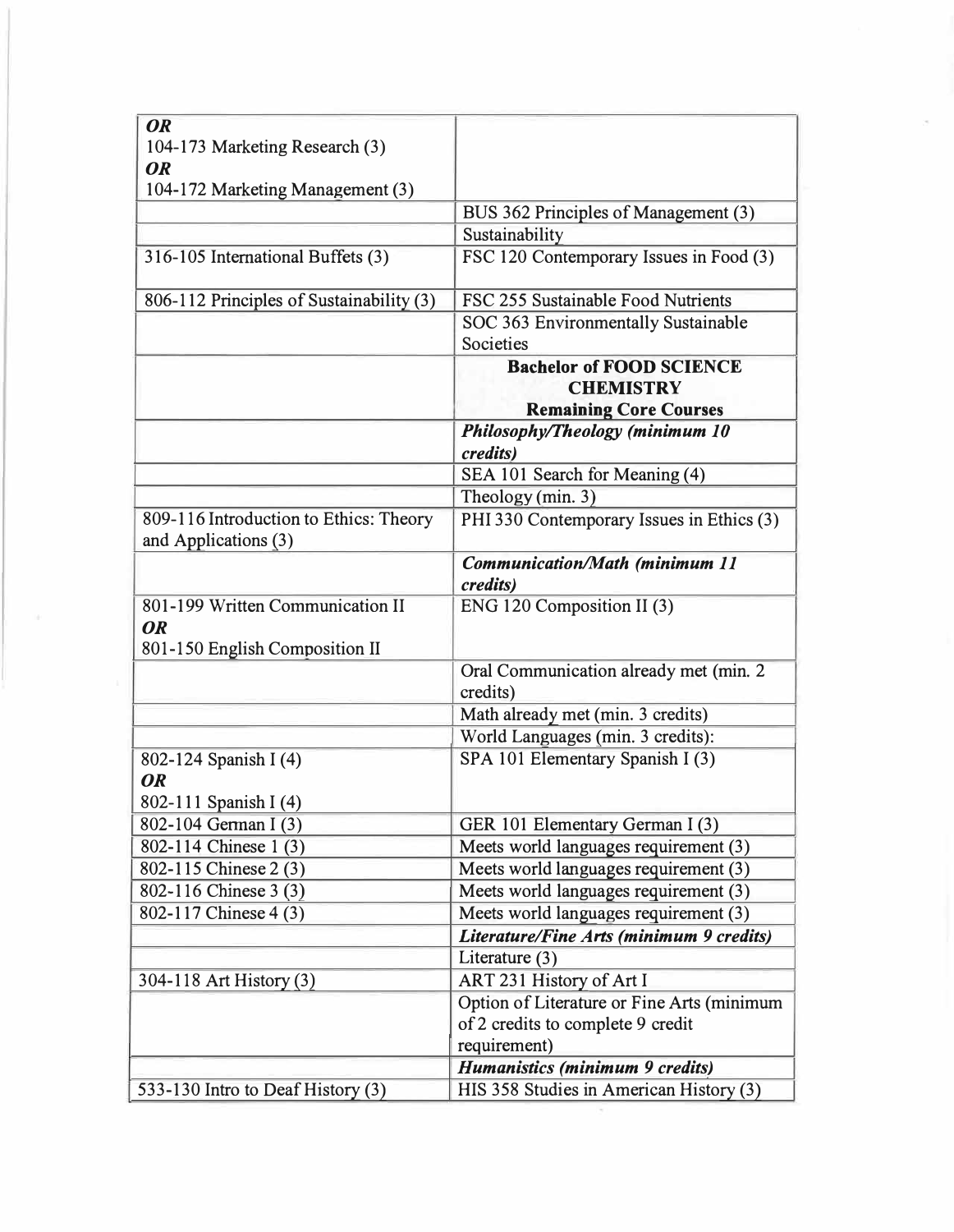| | |
|---|---|
| ***OR***<br>104-173 Marketing Research (3)<br>***OR***<br>104-172 Marketing Management (3) | |
| | BUS 362 Principles of Management (3) |
| | Sustainability |
| 316-105 International Buffets (3) | FSC 120 Contemporary Issues in Food (3) |
| 806-112 Principles of Sustainability (3) | FSC 255 Sustainable Food Nutrients |
| | SOC 363 Environmentally Sustainable Societies |
| | **Bachelor of FOOD SCIENCE CHEMISTRY**<br>**Remaining Core Courses** |
| | ***Philosophy/Theology (minimum 10 credits)*** |
| | SEA 101 Search for Meaning (4) |
| | Theology (min. 3) |
| 809-116 Introduction to Ethics: Theory and Applications (3) | PHI 330 Contemporary Issues in Ethics (3) |
| | ***Communication/Math (minimum 11 credits)*** |
| 801-199 Written Communication II<br>***OR***<br>801-150 English Composition II | ENG 120 Composition II (3) |
| | Oral Communication already met (min. 2 credits) |
| | Math already met (min. 3 credits) |
| | World Languages (min. 3 credits): |
| 802-124 Spanish I (4)<br>***OR***<br>802-111 Spanish I (4) | SPA 101 Elementary Spanish I (3) |
| 802-104 German I (3) | GER 101 Elementary German I (3) |
| 802-114 Chinese 1 (3) | Meets world languages requirement (3) |
| 802-115 Chinese 2 (3) | Meets world languages requirement (3) |
| 802-116 Chinese 3 (3) | Meets world languages requirement (3) |
| 802-117 Chinese 4 (3) | Meets world languages requirement (3) |
| | ***Literature/Fine Arts (minimum 9 credits)*** |
| | Literature (3) |
| 304-118 Art History (3) | ART 231 History of Art I |
| | Option of Literature or Fine Arts (minimum of 2 credits to complete 9 credit requirement) |
| | ***Humanistics (minimum 9 credits)*** |
| 533-130 Intro to Deaf History (3) | HIS 358 Studies in American History (3) |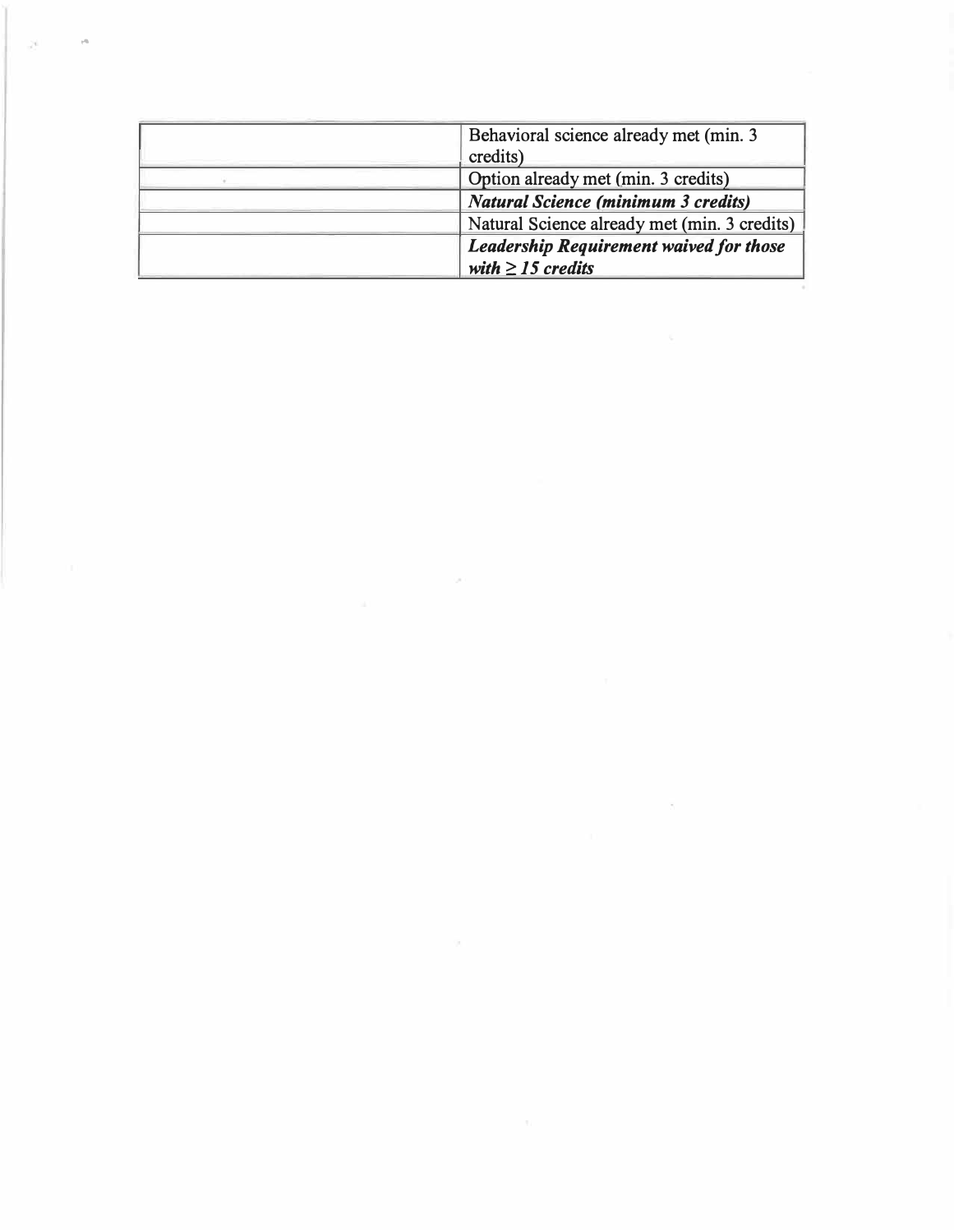| | |
|---|---|
| | Behavioral science already met (min. 3 credits) |
| | Option already met (min. 3 credits) |
| | ***Natural Science (minimum 3 credits)*** |
| | Natural Science already met (min. 3 credits) |
| | ***Leadership Requirement waived for those with ≥ 15 credits*** |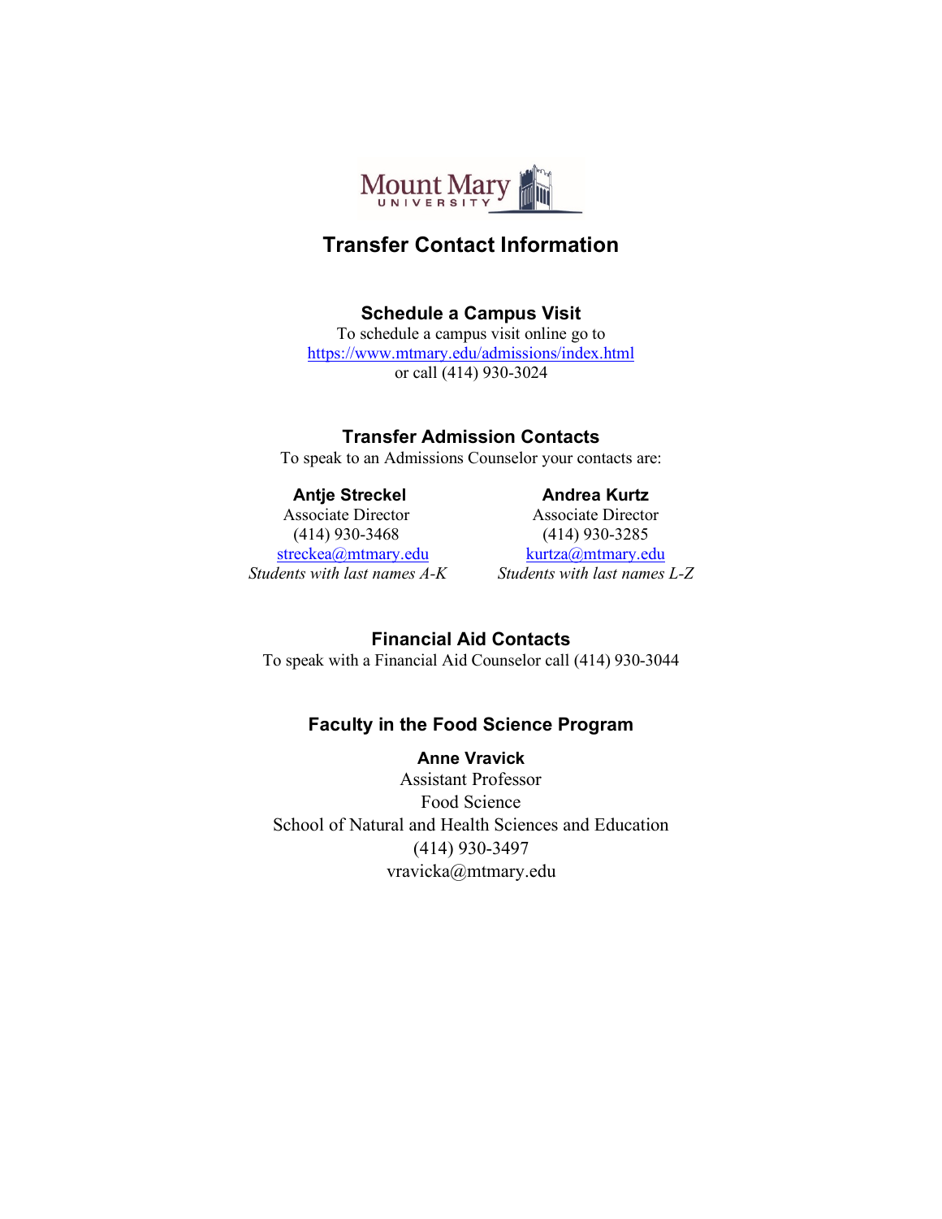Mount Mary UNIVERSITY

# Transfer Contact Information

## Schedule a Campus Visit

To schedule a campus visit online go to
https://www.mtmary.edu/admissions/index.html
or call (414) 930-3024

## Transfer Admission Contacts

To speak to an Admissions Counselor your contacts are:

**Antje Streckel**
Associate Director
(414) 930-3468
streckea@mtmary.edu
*Students with last names A-K*

**Andrea Kurtz**
Associate Director
(414) 930-3285
kurtza@mtmary.edu
*Students with last names L-Z*

## Financial Aid Contacts

To speak with a Financial Aid Counselor call (414) 930-3044

## Faculty in the Food Science Program

**Anne Vravick**
Assistant Professor
Food Science
School of Natural and Health Sciences and Education
(414) 930-3497
vravicka@mtmary.edu